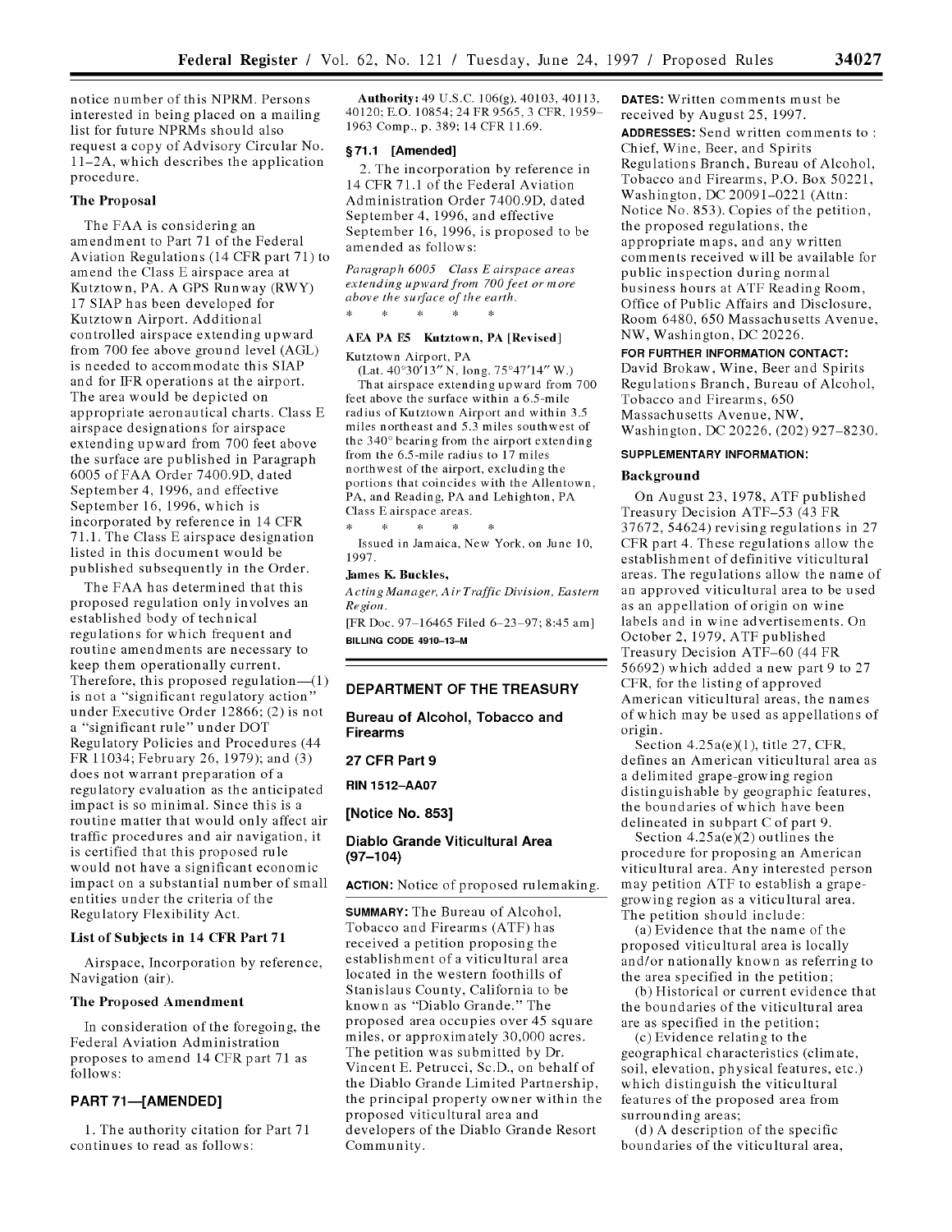notice number of this NPRM. Persons interested in being placed on a mailing list for future NPRMs should also request a copy of Advisory Circular No. 11–2A, which describes the application procedure.

## The Proposal

The FAA is considering an amendment to Part 71 of the Federal Aviation Regulations (14 CFR part 71) to amend the Class E airspace area at Kutztown, PA. A GPS Runway (RWY) 17 SIAP has been developed for Kutztown Airport. Additional controlled airspace extending upward from 700 fee above ground level (AGL) is needed to accommodate this SIAP and for IFR operations at the airport. The area would be depicted on appropriate aeronautical charts. Class E airspace designations for airspace extending upward from 700 feet above the surface are published in Paragraph 6005 of FAA Order 7400.9D, dated September 4, 1996, and effective September 16, 1996, which is incorporated by reference in 14 CFR 71.1. The Class E airspace designation listed in this document would be published subsequently in the Order.

The FAA has determined that this proposed regulation only involves an established body of technical regulations for which frequent and routine amendments are necessary to keep them operationally current. Therefore, this proposed regulation—(1) is not a "significant regulatory action" under Executive Order 12866; (2) is not a "significant rule" under DOT Regulatory Policies and Procedures (44 FR 11034; February 26, 1979); and (3) does not warrant preparation of a regulatory evaluation as the anticipated impact is so minimal. Since this is a routine matter that would only affect air traffic procedures and air navigation, it is certified that this proposed rule would not have a significant economic impact on a substantial number of small entities under the criteria of the Regulatory Flexibility Act.

## List of Subjects in 14 CFR Part 71

Airspace, Incorporation by reference, Navigation (air).

## The Proposed Amendment

In consideration of the foregoing, the Federal Aviation Administration proposes to amend 14 CFR part 71 as follows:

## PART 71—[AMENDED]

1. The authority citation for Part 71 continues to read as follows:

**Authority:** 49 U.S.C. 106(g), 40103, 40113, 40120; E.O. 10854; 24 FR 9565, 3 CFR, 1959–1963 Comp., p. 389; 14 CFR 11.69.

### § 71.1 [Amended]

2. The incorporation by reference in 14 CFR 71.1 of the Federal Aviation Administration Order 7400.9D, dated September 4, 1996, and effective September 16, 1996, is proposed to be amended as follows:

*Paragraph 6005 Class E airspace areas extending upward from 700 feet or more above the surface of the earth.*

\* \* \* \* \*

**AEA PA E5 Kutztown, PA [Revised]**

Kutztown Airport, PA

(Lat. 40°30′13″ N, long. 75°47′14″ W.)

That airspace extending upward from 700 feet above the surface within a 6.5-mile radius of Kutztown Airport and within 3.5 miles northeast and 5.3 miles southwest of the 340° bearing from the airport extending from the 6.5-mile radius to 17 miles northwest of the airport, excluding the portions that coincides with the Allentown, PA, and Reading, PA and Lehighton, PA Class E airspace areas.

\* \* \* \* \*

Issued in Jamaica, New York, on June 10, 1997.

**James K. Buckles,**

*Acting Manager, Air Traffic Division, Eastern Region.*

[FR Doc. 97–16465 Filed 6–23–97; 8:45 am]

BILLING CODE 4910–13–M

## DEPARTMENT OF THE TREASURY

## Bureau of Alcohol, Tobacco and Firearms

## 27 CFR Part 9

**RIN 1512–AA07**

## [Notice No. 853]

## Diablo Grande Viticultural Area (97–104)

**ACTION:** Notice of proposed rulemaking.

**SUMMARY:** The Bureau of Alcohol, Tobacco and Firearms (ATF) has received a petition proposing the establishment of a viticultural area located in the western foothills of Stanislaus County, California to be known as "Diablo Grande." The proposed area occupies over 45 square miles, or approximately 30,000 acres. The petition was submitted by Dr. Vincent E. Petrucci, Sc.D., on behalf of the Diablo Grande Limited Partnership, the principal property owner within the proposed viticultural area and developers of the Diablo Grande Resort Community.

**DATES:** Written comments must be received by August 25, 1997.

**ADDRESSES:** Send written comments to : Chief, Wine, Beer, and Spirits Regulations Branch, Bureau of Alcohol, Tobacco and Firearms, P.O. Box 50221, Washington, DC 20091–0221 (Attn: Notice No. 853). Copies of the petition, the proposed regulations, the appropriate maps, and any written comments received will be available for public inspection during normal business hours at ATF Reading Room, Office of Public Affairs and Disclosure, Room 6480, 650 Massachusetts Avenue, NW, Washington, DC 20226.

**FOR FURTHER INFORMATION CONTACT:** David Brokaw, Wine, Beer and Spirits Regulations Branch, Bureau of Alcohol, Tobacco and Firearms, 650 Massachusetts Avenue, NW, Washington, DC 20226, (202) 927–8230.

**SUPPLEMENTARY INFORMATION:**

## Background

On August 23, 1978, ATF published Treasury Decision ATF–53 (43 FR 37672, 54624) revising regulations in 27 CFR part 4. These regulations allow the establishment of definitive viticultural areas. The regulations allow the name of an approved viticultural area to be used as an appellation of origin on wine labels and in wine advertisements. On October 2, 1979, ATF published Treasury Decision ATF–60 (44 FR 56692) which added a new part 9 to 27 CFR, for the listing of approved American viticultural areas, the names of which may be used as appellations of origin.

Section 4.25a(e)(1), title 27, CFR, defines an American viticultural area as a delimited grape-growing region distinguishable by geographic features, the boundaries of which have been delineated in subpart C of part 9.

Section 4.25a(e)(2) outlines the procedure for proposing an American viticultural area. Any interested person may petition ATF to establish a grape-growing region as a viticultural area. The petition should include:

(a) Evidence that the name of the proposed viticultural area is locally and/or nationally known as referring to the area specified in the petition;

(b) Historical or current evidence that the boundaries of the viticultural area are as specified in the petition;

(c) Evidence relating to the geographical characteristics (climate, soil, elevation, physical features, etc.) which distinguish the viticultural features of the proposed area from surrounding areas;

(d) A description of the specific boundaries of the viticultural area,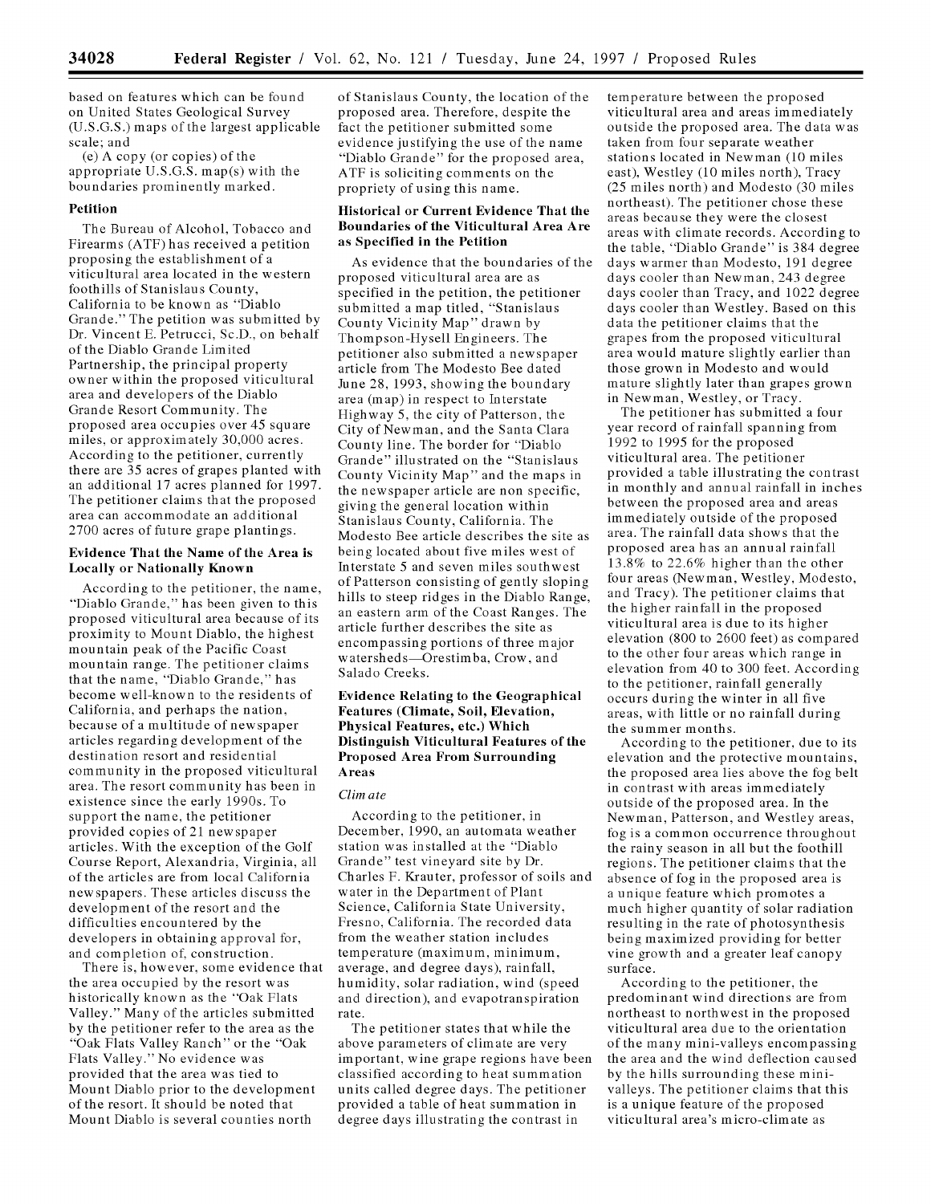based on features which can be found on United States Geological Survey (U.S.G.S.) maps of the largest applicable scale; and

(e) A copy (or copies) of the appropriate U.S.G.S. map(s) with the boundaries prominently marked.

### Petition

The Bureau of Alcohol, Tobacco and Firearms (ATF) has received a petition proposing the establishment of a viticultural area located in the western foothills of Stanislaus County, California to be known as "Diablo Grande." The petition was submitted by Dr. Vincent E. Petrucci, Sc.D., on behalf of the Diablo Grande Limited Partnership, the principal property owner within the proposed viticultural area and developers of the Diablo Grande Resort Community. The proposed area occupies over 45 square miles, or approximately 30,000 acres. According to the petitioner, currently there are 35 acres of grapes planted with an additional 17 acres planned for 1997. The petitioner claims that the proposed area can accommodate an additional 2700 acres of future grape plantings.

### Evidence That the Name of the Area is Locally or Nationally Known

According to the petitioner, the name, "Diablo Grande," has been given to this proposed viticultural area because of its proximity to Mount Diablo, the highest mountain peak of the Pacific Coast mountain range. The petitioner claims that the name, "Diablo Grande," has become well-known to the residents of California, and perhaps the nation, because of a multitude of newspaper articles regarding development of the destination resort and residential community in the proposed viticultural area. The resort community has been in existence since the early 1990s. To support the name, the petitioner provided copies of 21 newspaper articles. With the exception of the Golf Course Report, Alexandria, Virginia, all of the articles are from local California newspapers. These articles discuss the development of the resort and the difficulties encountered by the developers in obtaining approval for, and completion of, construction.

There is, however, some evidence that the area occupied by the resort was historically known as the "Oak Flats Valley." Many of the articles submitted by the petitioner refer to the area as the "Oak Flats Valley Ranch" or the "Oak Flats Valley." No evidence was provided that the area was tied to Mount Diablo prior to the development of the resort. It should be noted that Mount Diablo is several counties north of Stanislaus County, the location of the proposed area. Therefore, despite the fact the petitioner submitted some evidence justifying the use of the name "Diablo Grande" for the proposed area, ATF is soliciting comments on the propriety of using this name.

### Historical or Current Evidence That the Boundaries of the Viticultural Area Are as Specified in the Petition

As evidence that the boundaries of the proposed viticultural area are as specified in the petition, the petitioner submitted a map titled, "Stanislaus County Vicinity Map" drawn by Thompson-Hysell Engineers. The petitioner also submitted a newspaper article from The Modesto Bee dated June 28, 1993, showing the boundary area (map) in respect to Interstate Highway 5, the city of Patterson, the City of Newman, and the Santa Clara County line. The border for "Diablo Grande" illustrated on the "Stanislaus County Vicinity Map" and the maps in the newspaper article are non specific, giving the general location within Stanislaus County, California. The Modesto Bee article describes the site as being located about five miles west of Interstate 5 and seven miles southwest of Patterson consisting of gently sloping hills to steep ridges in the Diablo Range, an eastern arm of the Coast Ranges. The article further describes the site as encompassing portions of three major watersheds—Orestimba, Crow, and Salado Creeks.

### Evidence Relating to the Geographical Features (Climate, Soil, Elevation, Physical Features, etc.) Which Distinguish Viticultural Features of the Proposed Area From Surrounding Areas

*Climate*

According to the petitioner, in December, 1990, an automata weather station was installed at the "Diablo Grande" test vineyard site by Dr. Charles F. Krauter, professor of soils and water in the Department of Plant Science, California State University, Fresno, California. The recorded data from the weather station includes temperature (maximum, minimum, average, and degree days), rainfall, humidity, solar radiation, wind (speed and direction), and evapotranspiration rate.

The petitioner states that while the above parameters of climate are very important, wine grape regions have been classified according to heat summation units called degree days. The petitioner provided a table of heat summation in degree days illustrating the contrast in temperature between the proposed viticultural area and areas immediately outside the proposed area. The data was taken from four separate weather stations located in Newman (10 miles east), Westley (10 miles north), Tracy (25 miles north) and Modesto (30 miles northeast). The petitioner chose these areas because they were the closest areas with climate records. According to the table, "Diablo Grande" is 384 degree days warmer than Modesto, 191 degree days cooler than Newman, 243 degree days cooler than Tracy, and 1022 degree days cooler than Westley. Based on this data the petitioner claims that the grapes from the proposed viticultural area would mature slightly earlier than those grown in Modesto and would mature slightly later than grapes grown in Newman, Westley, or Tracy.

The petitioner has submitted a four year record of rainfall spanning from 1992 to 1995 for the proposed viticultural area. The petitioner provided a table illustrating the contrast in monthly and annual rainfall in inches between the proposed area and areas immediately outside of the proposed area. The rainfall data shows that the proposed area has an annual rainfall 13.8% to 22.6% higher than the other four areas (Newman, Westley, Modesto, and Tracy). The petitioner claims that the higher rainfall in the proposed viticultural area is due to its higher elevation (800 to 2600 feet) as compared to the other four areas which range in elevation from 40 to 300 feet. According to the petitioner, rainfall generally occurs during the winter in all five areas, with little or no rainfall during the summer months.

According to the petitioner, due to its elevation and the protective mountains, the proposed area lies above the fog belt in contrast with areas immediately outside of the proposed area. In the Newman, Patterson, and Westley areas, fog is a common occurrence throughout the rainy season in all but the foothill regions. The petitioner claims that the absence of fog in the proposed area is a unique feature which promotes a much higher quantity of solar radiation resulting in the rate of photosynthesis being maximized providing for better vine growth and a greater leaf canopy surface.

According to the petitioner, the predominant wind directions are from northeast to northwest in the proposed viticultural area due to the orientation of the many mini-valleys encompassing the area and the wind deflection caused by the hills surrounding these mini-valleys. The petitioner claims that this is a unique feature of the proposed viticultural area's micro-climate as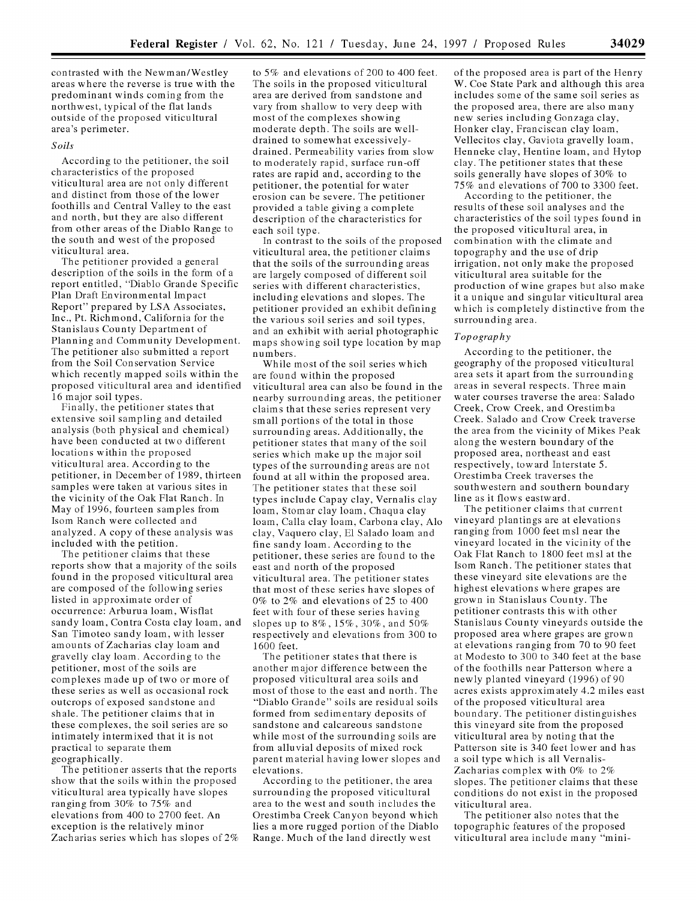contrasted with the Newman/Westley areas where the reverse is true with the predominant winds coming from the northwest, typical of the flat lands outside of the proposed viticultural area's perimeter.

*Soils*

According to the petitioner, the soil characteristics of the proposed viticultural area are not only different and distinct from those of the lower foothills and Central Valley to the east and north, but they are also different from other areas of the Diablo Range to the south and west of the proposed viticultural area.

The petitioner provided a general description of the soils in the form of a report entitled, "Diablo Grande Specific Plan Draft Environmental Impact Report" prepared by LSA Associates, Inc., Pt. Richmond, California for the Stanislaus County Department of Planning and Community Development. The petitioner also submitted a report from the Soil Conservation Service which recently mapped soils within the proposed viticultural area and identified 16 major soil types.

Finally, the petitioner states that extensive soil sampling and detailed analysis (both physical and chemical) have been conducted at two different locations within the proposed viticultural area. According to the petitioner, in December of 1989, thirteen samples were taken at various sites in the vicinity of the Oak Flat Ranch. In May of 1996, fourteen samples from Isom Ranch were collected and analyzed. A copy of these analysis was included with the petition.

The petitioner claims that these reports show that a majority of the soils found in the proposed viticultural area are composed of the following series listed in approximate order of occurrence: Arburua loam, Wisflat sandy loam, Contra Costa clay loam, and San Timoteo sandy loam, with lesser amounts of Zacharias clay loam and gravelly clay loam. According to the petitioner, most of the soils are complexes made up of two or more of these series as well as occasional rock outcrops of exposed sandstone and shale. The petitioner claims that in these complexes, the soil series are so intimately intermixed that it is not practical to separate them geographically.

The petitioner asserts that the reports show that the soils within the proposed viticultural area typically have slopes ranging from 30% to 75% and elevations from 400 to 2700 feet. An exception is the relatively minor Zacharias series which has slopes of 2% to 5% and elevations of 200 to 400 feet. The soils in the proposed viticultural area are derived from sandstone and vary from shallow to very deep with most of the complexes showing moderate depth. The soils are well-drained to somewhat excessively-drained. Permeability varies from slow to moderately rapid, surface run-off rates are rapid and, according to the petitioner, the potential for water erosion can be severe. The petitioner provided a table giving a complete description of the characteristics for each soil type.

In contrast to the soils of the proposed viticultural area, the petitioner claims that the soils of the surrounding areas are largely composed of different soil series with different characteristics, including elevations and slopes. The petitioner provided an exhibit defining the various soil series and soil types, and an exhibit with aerial photographic maps showing soil type location by map numbers.

While most of the soil series which are found within the proposed viticultural area can also be found in the nearby surrounding areas, the petitioner claims that these series represent very small portions of the total in those surrounding areas. Additionally, the petitioner states that many of the soil series which make up the major soil types of the surrounding areas are not found at all within the proposed area. The petitioner states that these soil types include Capay clay, Vernalis clay loam, Stomar clay loam, Chaqua clay loam, Calla clay loam, Carbona clay, Alo clay, Vaquero clay, El Salado loam and fine sandy loam. According to the petitioner, these series are found to the east and north of the proposed viticultural area. The petitioner states that most of these series have slopes of 0% to 2% and elevations of 25 to 400 feet with four of these series having slopes up to 8%, 15%, 30%, and 50% respectively and elevations from 300 to 1600 feet.

The petitioner states that there is another major difference between the proposed viticultural area soils and most of those to the east and north. The "Diablo Grande" soils are residual soils formed from sedimentary deposits of sandstone and calcareous sandstone while most of the surrounding soils are from alluvial deposits of mixed rock parent material having lower slopes and elevations.

According to the petitioner, the area surrounding the proposed viticultural area to the west and south includes the Orestimba Creek Canyon beyond which lies a more rugged portion of the Diablo Range. Much of the land directly west of the proposed area is part of the Henry W. Coe State Park and although this area includes some of the same soil series as the proposed area, there are also many new series including Gonzaga clay, Honker clay, Franciscan clay loam, Vellecitos clay, Gaviota gravelly loam, Henneke clay, Hentine loam, and Hytop clay. The petitioner states that these soils generally have slopes of 30% to 75% and elevations of 700 to 3300 feet.

According to the petitioner, the results of these soil analyses and the characteristics of the soil types found in the proposed viticultural area, in combination with the climate and topography and the use of drip irrigation, not only make the proposed viticultural area suitable for the production of wine grapes but also make it a unique and singular viticultural area which is completely distinctive from the surrounding area.

*Topography*

According to the petitioner, the geography of the proposed viticultural area sets it apart from the surrounding areas in several respects. Three main water courses traverse the area: Salado Creek, Crow Creek, and Orestimba Creek. Salado and Crow Creek traverse the area from the vicinity of Mikes Peak along the western boundary of the proposed area, northeast and east respectively, toward Interstate 5. Orestimba Creek traverses the southwestern and southern boundary line as it flows eastward.

The petitioner claims that current vineyard plantings are at elevations ranging from 1000 feet msl near the vineyard located in the vicinity of the Oak Flat Ranch to 1800 feet msl at the Isom Ranch. The petitioner states that these vineyard site elevations are the highest elevations where grapes are grown in Stanislaus County. The petitioner contrasts this with other Stanislaus County vineyards outside the proposed area where grapes are grown at elevations ranging from 70 to 90 feet at Modesto to 300 to 340 feet at the base of the foothills near Patterson where a newly planted vineyard (1996) of 90 acres exists approximately 4.2 miles east of the proposed viticultural area boundary. The petitioner distinguishes this vineyard site from the proposed viticultural area by noting that the Patterson site is 340 feet lower and has a soil type which is all Vernalis-Zacharias complex with 0% to 2% slopes. The petitioner claims that these conditions do not exist in the proposed viticultural area.

The petitioner also notes that the topographic features of the proposed viticultural area include many "mini-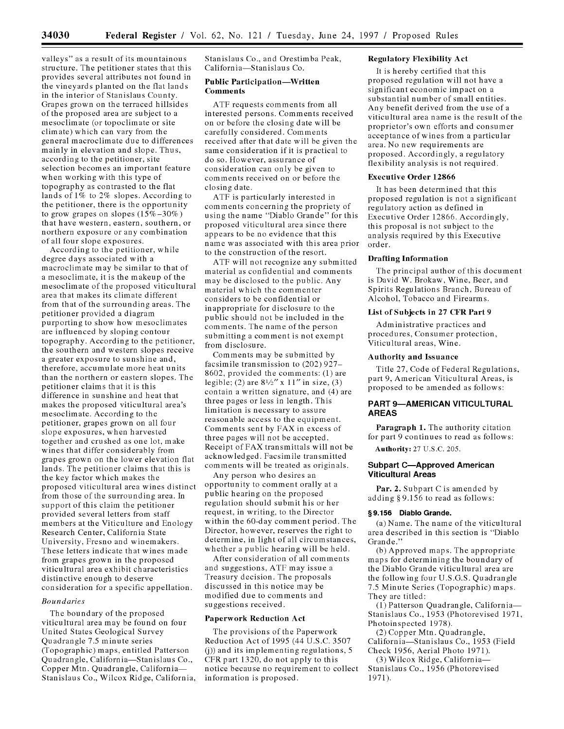valleys" as a result of its mountainous structure. The petitioner states that this provides several attributes not found in the vineyards planted on the flat lands in the interior of Stanislaus County. Grapes grown on the terraced hillsides of the proposed area are subject to a mesoclimate (or topoclimate or site climate) which can vary from the general macroclimate due to differences mainly in elevation and slope. Thus, according to the petitioner, site selection becomes an important feature when working with this type of topography as contrasted to the flat lands of 1% to 2% slopes. According to the petitioner, there is the opportunity to grow grapes on slopes (15%–30%) that have western, eastern, southern, or northern exposure or any combination of all four slope exposures.

According to the petitioner, while degree days associated with a macroclimate may be similar to that of a mesoclimate, it is the makeup of the mesoclimate of the proposed viticultural area that makes its climate different from that of the surrounding areas. The petitioner provided a diagram purporting to show how mesoclimates are influenced by sloping contour topography. According to the petitioner, the southern and western slopes receive a greater exposure to sunshine and, therefore, accumulate more heat units than the northern or eastern slopes. The petitioner claims that it is this difference in sunshine and heat that makes the proposed viticultural area's mesoclimate. According to the petitioner, grapes grown on all four slope exposures, when harvested together and crushed as one lot, make wines that differ considerably from grapes grown on the lower elevation flat lands. The petitioner claims that this is the key factor which makes the proposed viticultural area wines distinct from those of the surrounding area. In support of this claim the petitioner provided several letters from staff members at the Viticulture and Enology Research Center, California State University, Fresno and winemakers. These letters indicate that wines made from grapes grown in the proposed viticultural area exhibit characteristics distinctive enough to deserve consideration for a specific appellation.

*Boundaries*

The boundary of the proposed viticultural area may be found on four United States Geological Survey Quadrangle 7.5 minute series (Topographic) maps, entitled Patterson Quadrangle, California—Stanislaus Co., Copper Mtn. Quadrangle, California—Stanislaus Co., Wilcox Ridge, California, Stanislaus Co., and Orestimba Peak, California—Stanislaus Co.

## Public Participation—Written Comments

ATF requests comments from all interested persons. Comments received on or before the closing date will be carefully considered. Comments received after that date will be given the same consideration if it is practical to do so. However, assurance of consideration can only be given to comments received on or before the closing date.

ATF is particularly interested in comments concerning the propriety of using the name "Diablo Grande" for this proposed viticultural area since there appears to be no evidence that this name was associated with this area prior to the construction of the resort.

ATF will not recognize any submitted material as confidential and comments may be disclosed to the public. Any material which the commenter considers to be confidential or inappropriate for disclosure to the public should not be included in the comments. The name of the person submitting a comment is not exempt from disclosure.

Comments may be submitted by facsimile transmission to (202) 927–8602, provided the comments: (1) are legible; (2) are 8½″ x 11″ in size, (3) contain a written signature, and (4) are three pages or less in length. This limitation is necessary to assure reasonable access to the equipment. Comments sent by FAX in excess of three pages will not be accepted. Receipt of FAX transmittals will not be acknowledged. Facsimile transmitted comments will be treated as originals.

Any person who desires an opportunity to comment orally at a public hearing on the proposed regulation should submit his or her request, in writing, to the Director within the 60-day comment period. The Director, however, reserves the right to determine, in light of all circumstances, whether a public hearing will be held.

After consideration of all comments and suggestions, ATF may issue a Treasury decision. The proposals discussed in this notice may be modified due to comments and suggestions received.

## Paperwork Reduction Act

The provisions of the Paperwork Reduction Act of 1995 (44 U.S.C. 3507 (j)) and its implementing regulations, 5 CFR part 1320, do not apply to this notice because no requirement to collect information is proposed.

## Regulatory Flexibility Act

It is hereby certified that this proposed regulation will not have a significant economic impact on a substantial number of small entities. Any benefit derived from the use of a viticultural area name is the result of the proprietor's own efforts and consumer acceptance of wines from a particular area. No new requirements are proposed. Accordingly, a regulatory flexibility analysis is not required.

## Executive Order 12866

It has been determined that this proposed regulation is not a significant regulatory action as defined in Executive Order 12866. Accordingly, this proposal is not subject to the analysis required by this Executive order.

## Drafting Information

The principal author of this document is David W. Brokaw, Wine, Beer, and Spirits Regulations Branch, Bureau of Alcohol, Tobacco and Firearms.

## List of Subjects in 27 CFR Part 9

Administrative practices and procedures, Consumer protection, Viticultural areas, Wine.

## Authority and Issuance

Title 27, Code of Federal Regulations, part 9, American Viticultural Areas, is proposed to be amended as follows:

## PART 9—AMERICAN VITICULTURAL AREAS

**Paragraph 1.** The authority citation for part 9 continues to read as follows:

**Authority:** 27 U.S.C. 205.

## Subpart C—Approved American Viticultural Areas

**Par. 2.** Subpart C is amended by adding § 9.156 to read as follows:

### § 9.156 Diablo Grande.

(a) Name. The name of the viticultural area described in this section is "Diablo Grande."

(b) Approved maps. The appropriate maps for determining the boundary of the Diablo Grande viticultural area are the following four U.S.G.S. Quadrangle 7.5 Minute Series (Topographic) maps. They are titled:

(1) Patterson Quadrangle, California—Stanislaus Co., 1953 (Photorevised 1971, Photoinspected 1978).

(2) Copper Mtn. Quadrangle, California—Stanislaus Co., 1953 (Field Check 1956, Aerial Photo 1971).

(3) Wilcox Ridge, California—Stanislaus Co., 1956 (Photorevised 1971).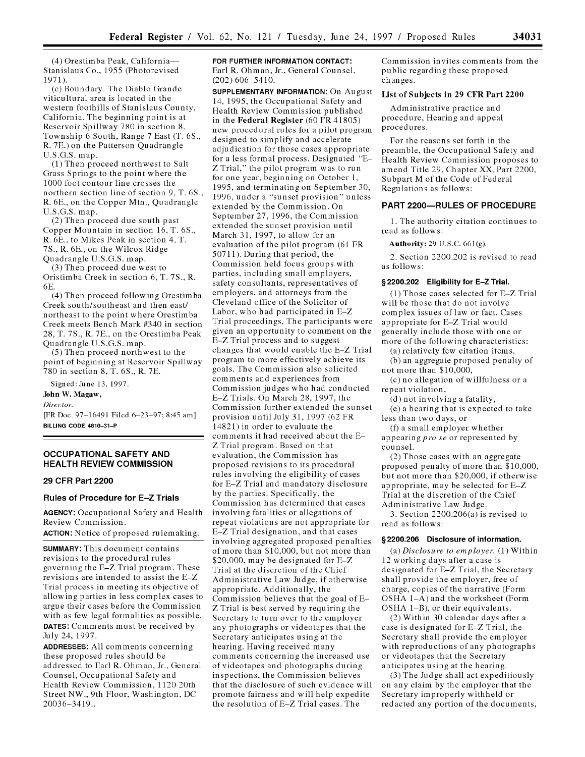(4) Orestimba Peak, California—Stanislaus Co., 1955 (Photorevised 1971).

(c) Boundary. The Diablo Grande viticultural area is located in the western foothills of Stanislaus County, California. The beginning point is at Reservoir Spillway 780 in section 8, Township 6 South, Range 7 East (T. 6S., R. 7E.) on the Patterson Quadrangle U.S.G.S. map.

(1) Then proceed northwest to Salt Grass Springs to the point where the 1000 foot contour line crosses the northern section line of section 9, T. 6S., R. 6E., on the Copper Mtn., Quadrangle U.S.G.S. map.

(2) Then proceed due south past Copper Mountain in section 16, T. 6S., R. 6E., to Mikes Peak in section 4, T. 7S., R. 6E., on the Wilcox Ridge Quadrangle U.S.G.S. map.

(3) Then proceed due west to Oristimba Creek in section 6, T. 7S., R. 6E.

(4) Then proceed following Orestimba Creek south/southeast and then east/northeast to the point where Orestimba Creek meets Bench Mark #340 in section 28, T. 7S., R. 7E., on the Orestimba Peak Quadrangle U.S.G.S. map.

(5) Then proceed northwest to the point of beginning at Reservoir Spillway 780 in section 8, T. 6S., R. 7E.

Signed: June 13, 1997.

**John W. Magaw,**

*Director.*

[FR Doc. 97–16491 Filed 6–23–97; 8:45 am]

BILLING CODE 4810–31–P

## OCCUPATIONAL SAFETY AND HEALTH REVIEW COMMISSION

### 29 CFR Part 2200

### Rules of Procedure for E–Z Trials

**AGENCY:** Occupational Safety and Health Review Commission.

**ACTION:** Notice of proposed rulemaking.

**SUMMARY:** This document contains revisions to the procedural rules governing the E–Z Trial program. These revisions are intended to assist the E–Z Trial process in meeting its objective of allowing parties in less complex cases to argue their cases before the Commission with as few legal formalities as possible.

**DATES:** Comments must be received by July 24, 1997.

**ADDRESSES:** All comments concerning these proposed rules should be addressed to Earl R. Ohman, Jr., General Counsel, Occupational Safety and Health Review Commission, 1120 20th Street NW., 9th Floor, Washington, DC 20036–3419..

**FOR FURTHER INFORMATION CONTACT:** Earl R. Ohman, Jr., General Counsel, (202) 606–5410.

**SUPPLEMENTARY INFORMATION:** On August 14, 1995, the Occupational Safety and Health Review Commission published in the **Federal Register** (60 FR 41805) new procedural rules for a pilot program designed to simplify and accelerate adjudication for those cases appropriate for a less formal process. Designated "E–Z Trial," the pilot program was to run for one year, beginning on October 1, 1995, and terminating on September 30, 1996, under a "sunset provision" unless extended by the Commission. On September 27, 1996, the Commission extended the sunset provision until March 31, 1997, to allow for an evaluation of the pilot program (61 FR 50711). During that period, the Commission held focus groups with parties, including small employers, safety consultants, representatives of employers, and attorneys from the Cleveland office of the Solicitor of Labor, who had participated in E–Z Trial proceedings, The participants were given an opportunity to comment on the E–Z Trial process and to suggest changes that would enable the E–Z Trial program to more effectively achieve its goals. The Commission also solicited comments and experiences from Commission judges who had conducted E–Z Trials. On March 28, 1997, the Commission further extended the sunset provision until July 31, 1997 (62 FR 14821) in order to evaluate the comments it had received about the E–Z Trial program. Based on that evaluation, the Commission has proposed revisions to its procedural rules involving the eligibility of cases for E–Z Trial and mandatory disclosure by the parties. Specifically, the Commission has determined that cases involving fatalities or allegations of repeat violations are not appropriate for E–Z Trial designation, and that cases involving aggregated proposed penalties of more than $10,000, but not more than $20,000, may be designated for E–Z Trial at the discretion of the Chief Administrative Law Judge, if otherwise appropriate. Additionally, the Commission believes that the goal of E–Z Trial is best served by requiring the Secretary to turn over to the employer any photographs or videotapes that the Secretary anticipates using at the hearing. Having received many comments concerning the increased use of videotapes and photographs during inspections, the Commission believes that the disclosure of such evidence will promote fairness and will help expedite the resolution of E–Z Trial cases. The Commission invites comments from the public regarding these proposed changes.

### List of Subjects in 29 CFR Part 2200

Administrative practice and procedure, Hearing and appeal procedures.

For the reasons set forth in the preamble, the Occupational Safety and Health Review Commission proposes to amend Title 29, Chapter XX, Part 2200, Subpart M of the Code of Federal Regulations as follows:

## PART 2200—RULES OF PROCEDURE

1. The authority citation continues to read as follows:

**Authority:** 29 U.S.C. 661(g).

2. Section 2200.202 is revised to read as follows:

#### § 2200.202 Eligibility for E–Z Trial.

(1) Those cases selected for E–Z Trial will be those that do not involve complex issues of law or fact. Cases appropriate for E–Z Trial would generally include those with one or more of the following characteristics:

(a) relatively few citation items,

(b) an aggregate proposed penalty of not more than $10,000,

(c) no allegation of willfulness or a repeat violation,

(d) not involving a fatality,

(e) a hearing that is expected to take less than two days, or

(f) a small employer whether appearing *pro se* or represented by counsel.

(2) Those cases with an aggregate proposed penalty of more than $10,000, but not more than $20,000, if otherwise appropriate, may be selected for E–Z Trial at the discretion of the Chief Administrative Law Judge.

3. Section 2200.206(a) is revised to read as follows:

#### § 2200.206 Disclosure of information.

(a) *Disclosure to employer.* (1) Within 12 working days after a case is designated for E–Z Trial, the Secretary shall provide the employer, free of charge, copies of the narrative (Form OSHA 1–A) and the worksheet (Form OSHA 1–B), or their equivalents.

(2) Within 30 calendar days after a case is designated for E–Z Trial, the Secretary shall provide the employer with reproductions of any photographs or videotapes that the Secretary anticipates using at the hearing.

(3) The Judge shall act expeditiously on any claim by the employer that the Secretary improperly withheld or redacted any portion of the documents,